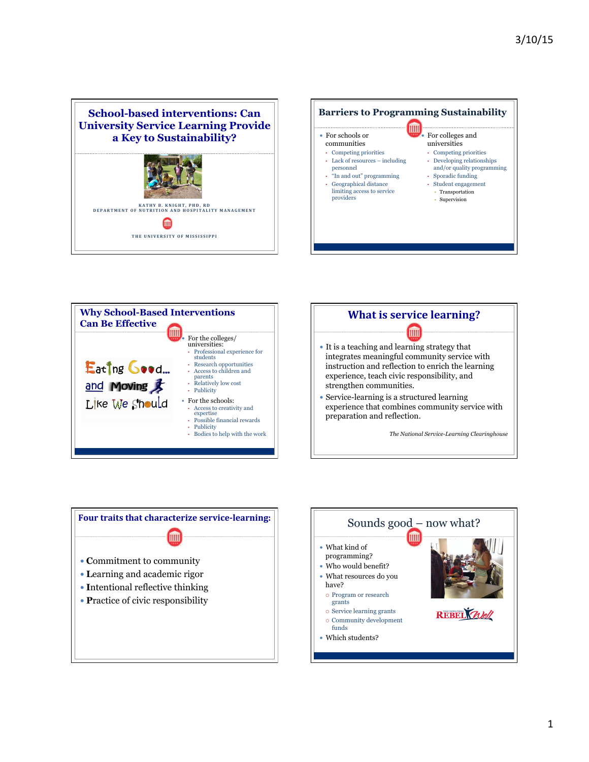## School-based interventions: Can University Service Learning Provide a Key to Sustainability?

KATHY B. KNIGHT, PHD, RD
DEPARTMENT OF NUTRITION AND HOSPITALITY MANAGEMENT

THE UNIVERSITY OF MISSISSIPPI

## Barriers to Programming Sustainability

- For schools or communities
  - Competing priorities
  - Lack of resources – including personnel
  - "In and out" programming
  - Geographical distance limiting access to service providers
- For colleges and universities
  - Competing priorities
  - Developing relationships and/or quality programming
  - Sporadic funding
  - Student engagement
    - Transportation
    - Supervision

## Why School-Based Interventions Can Be Effective

Eating Good... and Moving Like We Should

- For the colleges/ universities:
  - Professional experience for students
  - Research opportunities
  - Access to children and parents
  - Relatively low cost
  - Publicity
- For the schools:
  - Access to creativity and expertise
  - Possible financial rewards
  - Publicity
  - Bodies to help with the work

## What is service learning?

- It is a teaching and learning strategy that integrates meaningful community service with instruction and reflection to enrich the learning experience, teach civic responsibility, and strengthen communities.
- Service-learning is a structured learning experience that combines community service with preparation and reflection.

*The National Service-Learning Clearinghouse*

## Four traits that characterize service-learning:

- Commitment to community
- Learning and academic rigor
- Intentional reflective thinking
- Practice of civic responsibility

## Sounds good – now what?

- What kind of programming?
- Who would benefit?
- What resources do you have?
  - Program or research grants
  - Service learning grants
  - Community development funds
- Which students?

REBEL Well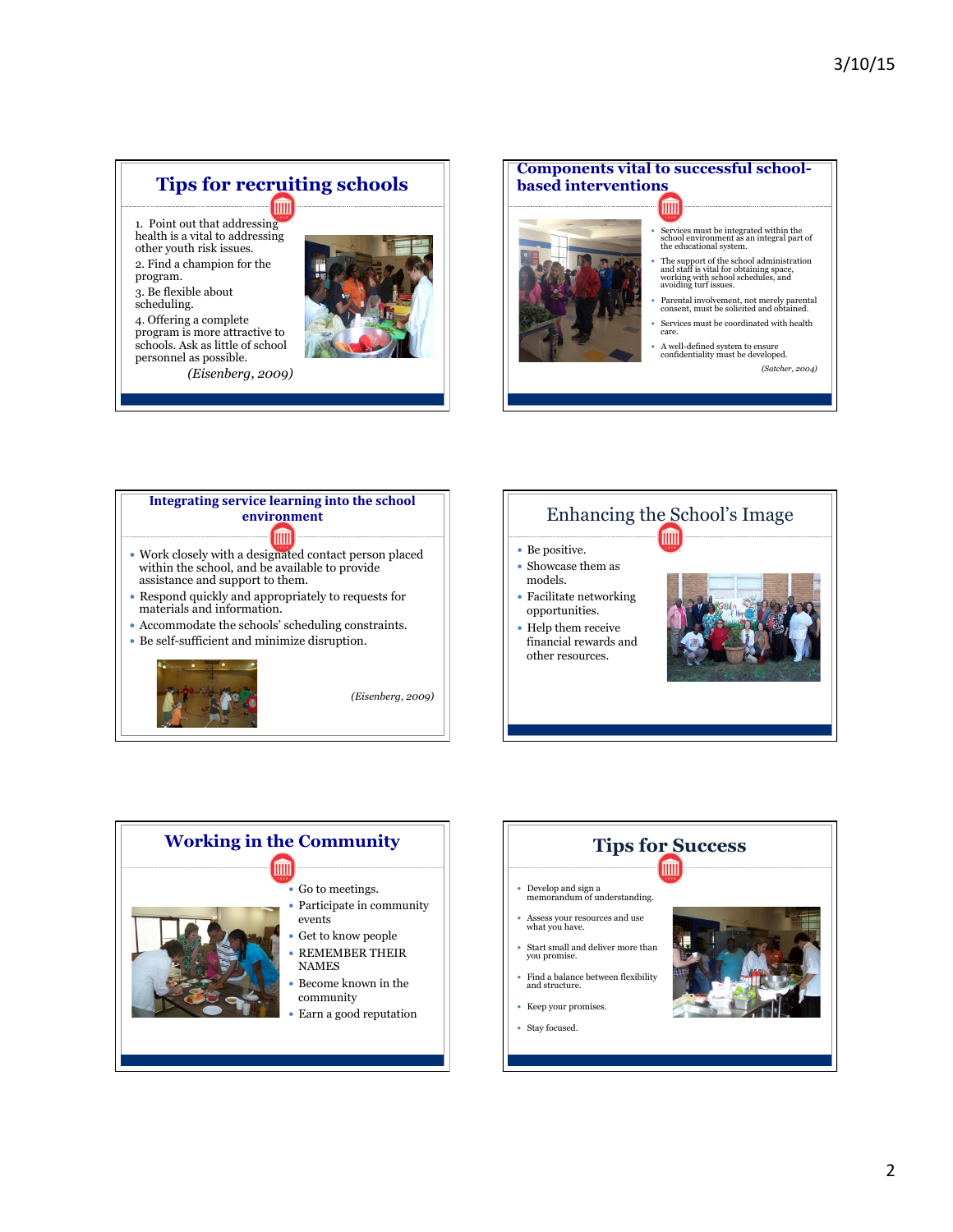## Tips for recruiting schools

1. Point out that addressing health is a vital to addressing other youth risk issues.
2. Find a champion for the program.
3. Be flexible about scheduling.
4. Offering a complete program is more attractive to schools. Ask as little of school personnel as possible.

*(Eisenberg, 2009)*

## Components vital to successful school-based interventions

- Services must be integrated within the school environment as an integral part of the educational system.
- The support of the school administration and staff is vital for obtaining space, working with school schedules, and avoiding turf issues.
- Parental involvement, not merely parental consent, must be solicited and obtained.
- Services must be coordinated with health care.
- A well-defined system to ensure confidentiality must be developed.

*(Satcher, 2004)*

## Integrating service learning into the school environment

- Work closely with a designated contact person placed within the school, and be available to provide assistance and support to them.
- Respond quickly and appropriately to requests for materials and information.
- Accommodate the schools' scheduling constraints.
- Be self-sufficient and minimize disruption.

*(Eisenberg, 2009)*

## Enhancing the School's Image

- Be positive.
- Showcase them as models.
- Facilitate networking opportunities.
- Help them receive financial rewards and other resources.

## Working in the Community

- Go to meetings.
- Participate in community events
- Get to know people
- REMEMBER THEIR NAMES
- Become known in the community
- Earn a good reputation

## Tips for Success

- Develop and sign a memorandum of understanding.
- Assess your resources and use what you have.
- Start small and deliver more than you promise.
- Find a balance between flexibility and structure.
- Keep your promises.
- Stay focused.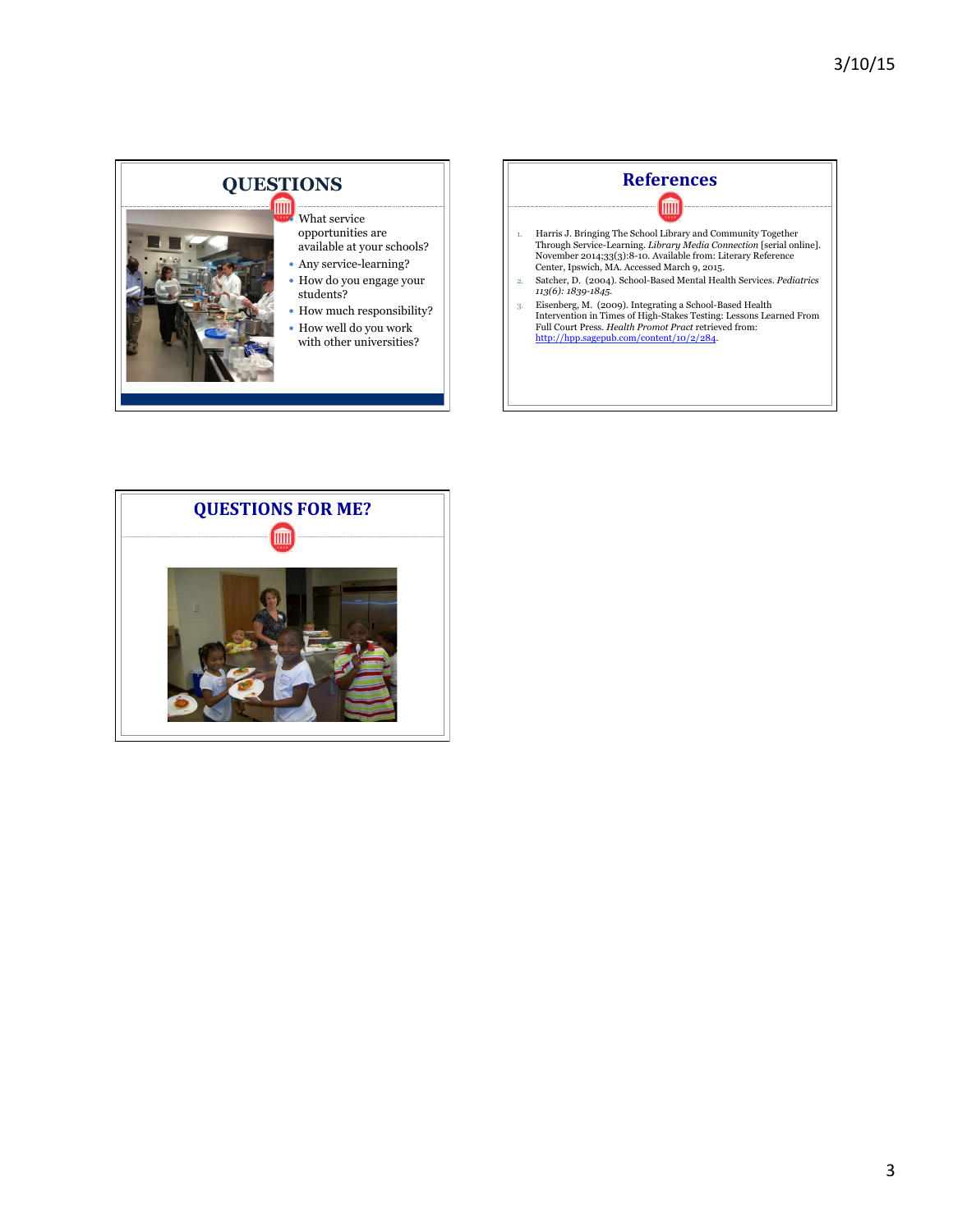## QUESTIONS

- What service opportunities are available at your schools?
- Any service-learning?
- How do you engage your students?
- How much responsibility?
- How well do you work with other universities?

## References

1. Harris J. Bringing The School Library and Community Together Through Service-Learning. *Library Media Connection* [serial online]. November 2014;33(3):8-10. Available from: Literary Reference Center, Ipswich, MA. Accessed March 9, 2015.
2. Satcher, D. (2004). School-Based Mental Health Services. *Pediatrics 113(6): 1839-1845.*
3. Eisenberg, M. (2009). Integrating a School-Based Health Intervention in Times of High-Stakes Testing: Lessons Learned From Full Court Press. *Health Promot Pract* retrieved from: http://hpp.sagepub.com/content/10/2/284.

## QUESTIONS FOR ME?